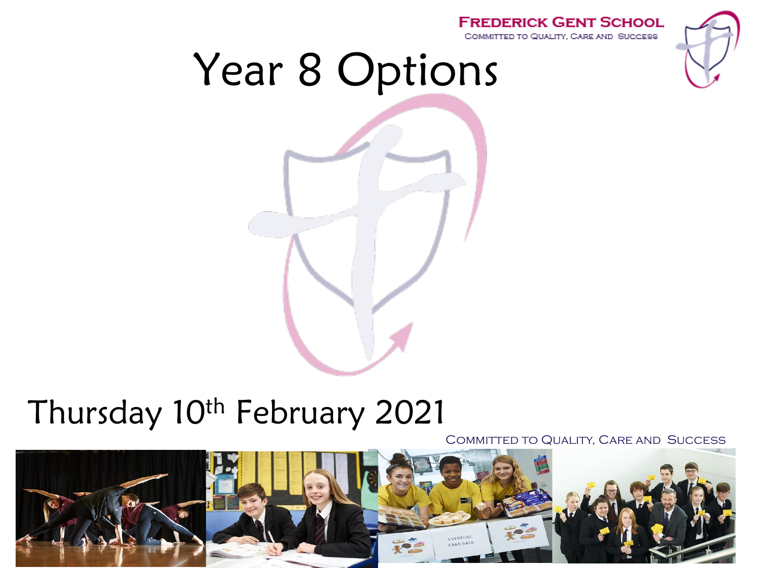Frederick Gent School

Committed to Quality, Care and Success

# Year 8 Options

Thursday 10th February 2021

Committed to Quality, Care and Success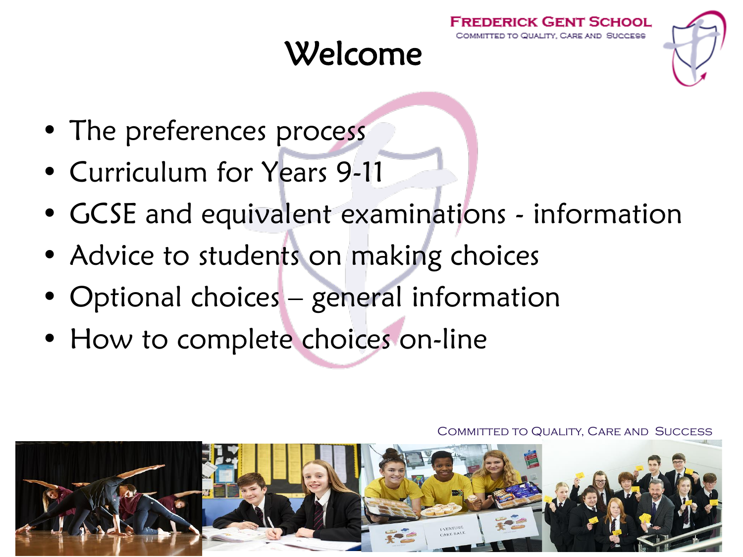# Welcome

- The preferences process
- Curriculum for Years 9-11
- GCSE and equivalent examinations - information
- Advice to students on making choices
- Optional choices – general information
- How to complete choices on-line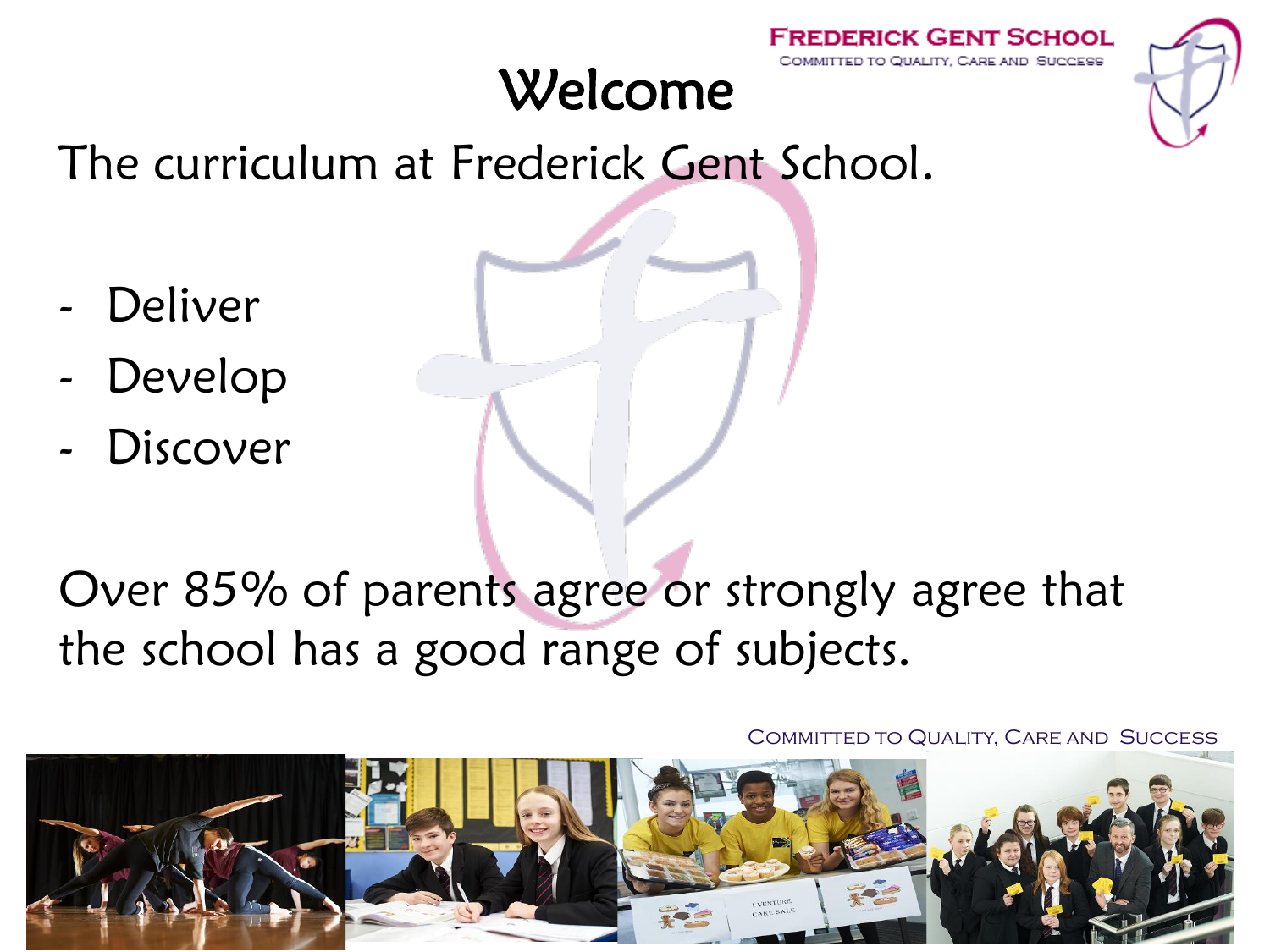# Welcome

The curriculum at Frederick Gent School.

- Deliver
- Develop
- Discover

Over 85% of parents agree or strongly agree that the school has a good range of subjects.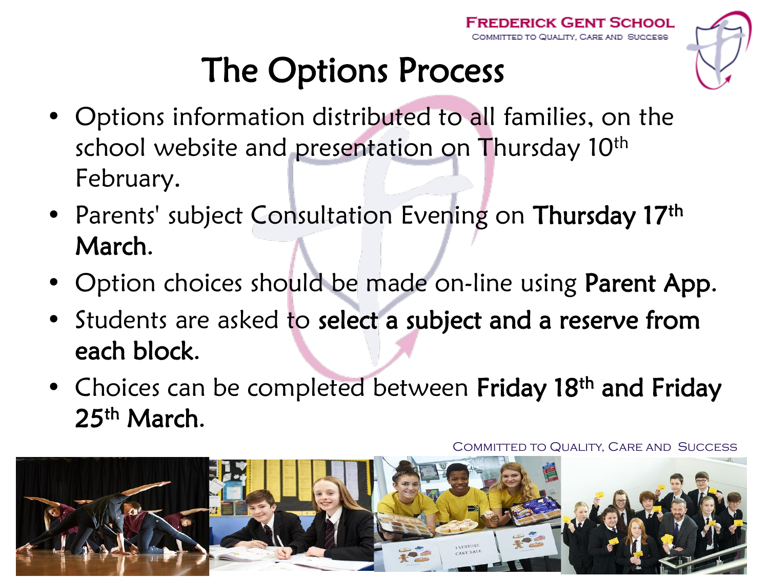# The Options Process

- Options information distributed to all families, on the school website and presentation on Thursday 10th February.
- Parents' subject Consultation Evening on **Thursday 17th March.**
- Option choices should be made on-line using **Parent App.**
- Students are asked to **select a subject and a reserve from each block.**
- Choices can be completed between **Friday 18th and Friday 25th March.**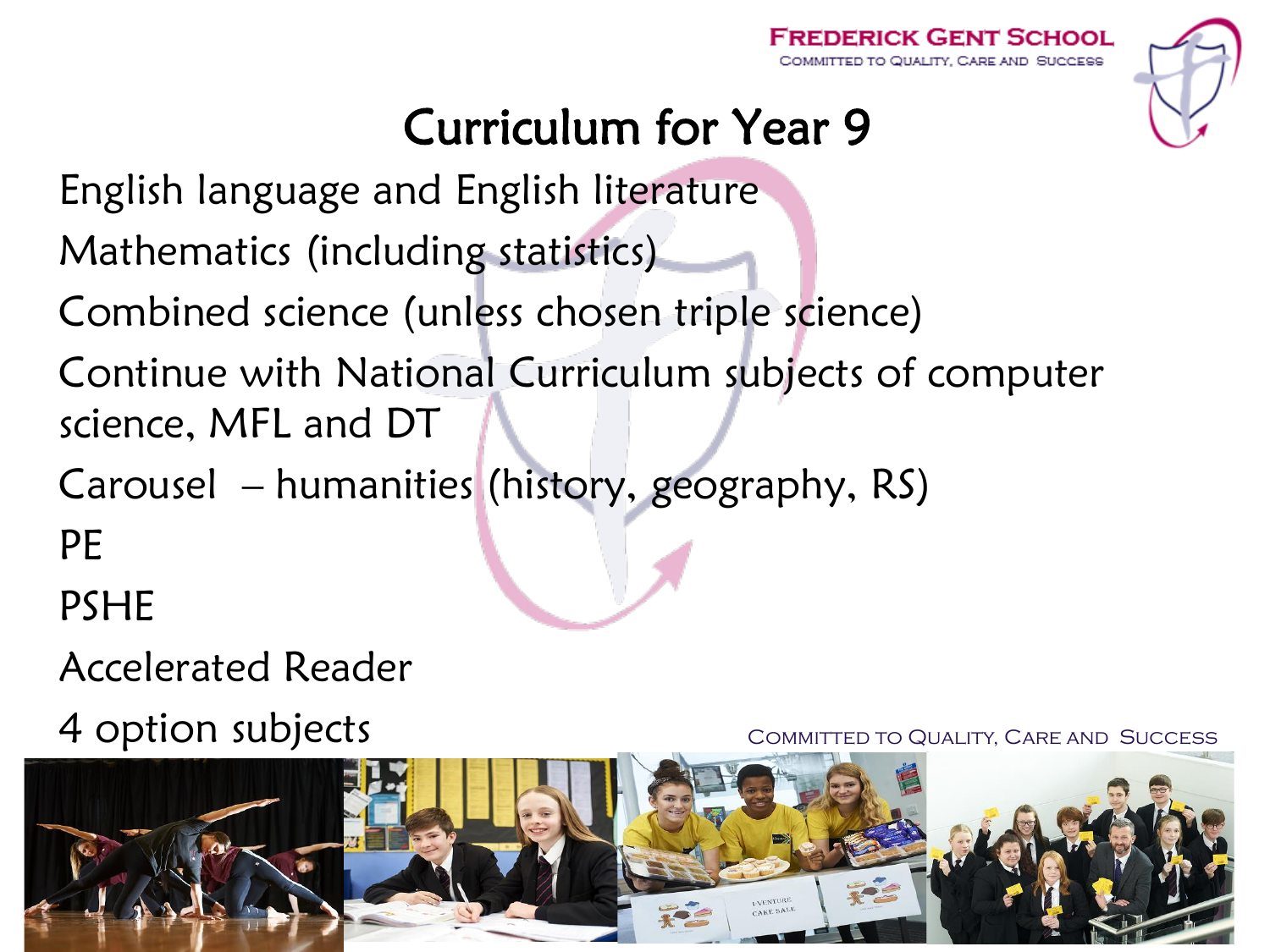# Curriculum for Year 9

English language and English literature

Mathematics (including statistics)

Combined science (unless chosen triple science)

Continue with National Curriculum subjects of computer science, MFL and DT

Carousel – humanities (history, geography, RS)

PE

PSHE

Accelerated Reader

4 option subjects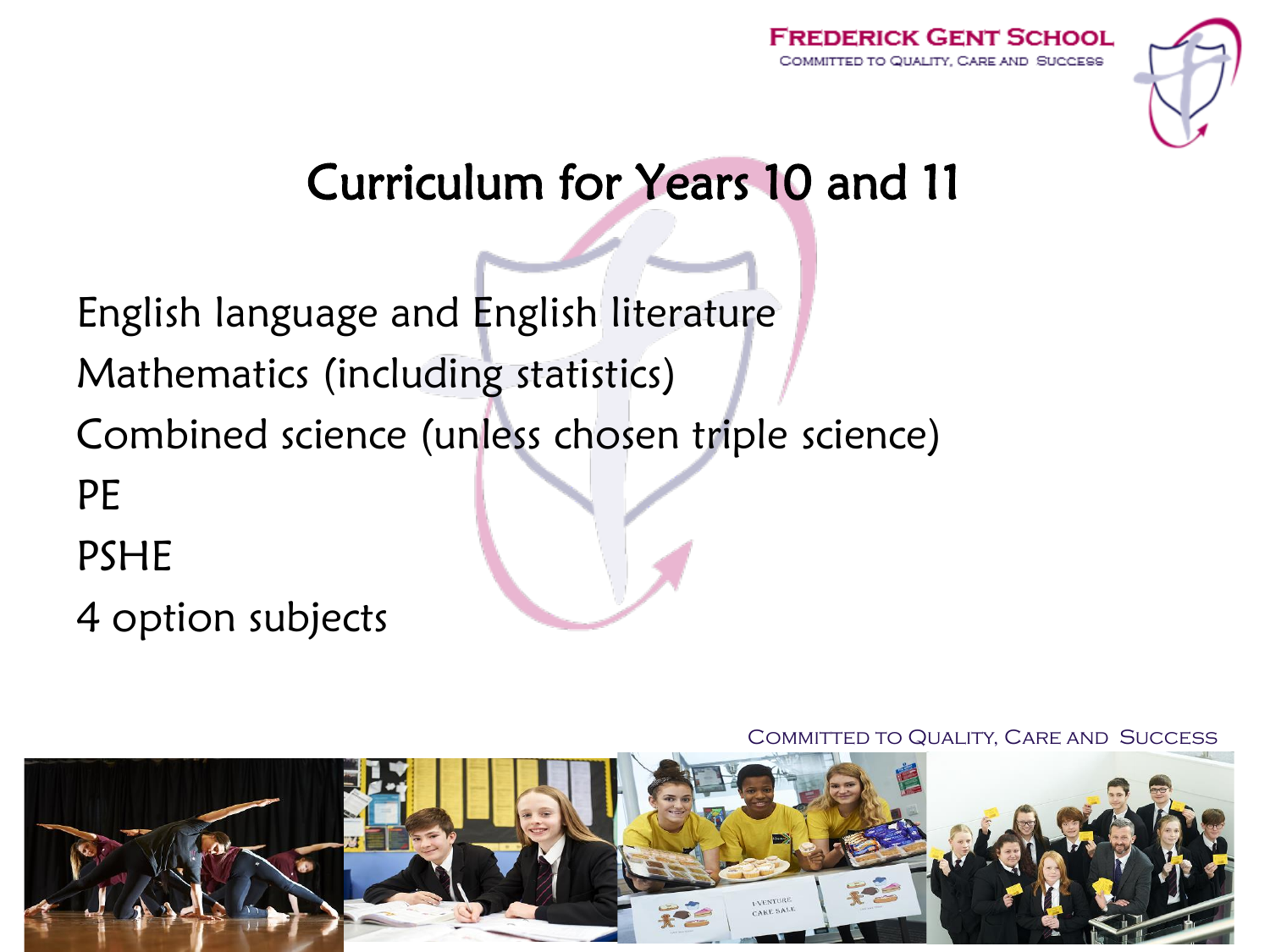# Curriculum for Years 10 and 11

English language and English literature
Mathematics (including statistics)
Combined science (unless chosen triple science)
PE
PSHE
4 option subjects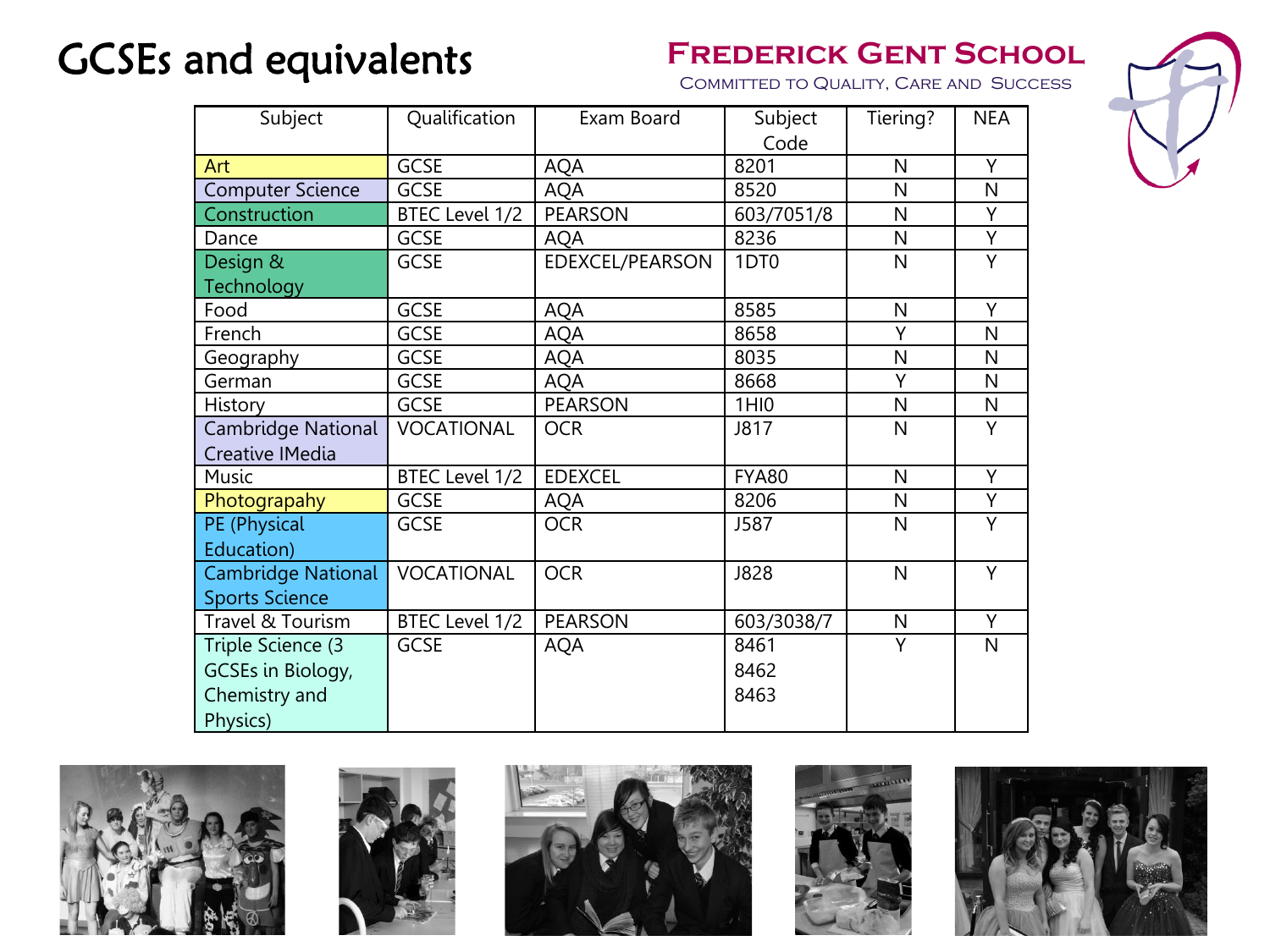# GCSEs and equivalents

**Frederick Gent School**

Committed to Quality, Care and Success

| Subject | Qualification | Exam Board | Subject Code | Tiering? | NEA |
|---|---|---|---|---|---|
| Art | GCSE | AQA | 8201 | N | Y |
| Computer Science | GCSE | AQA | 8520 | N | N |
| Construction | BTEC Level 1/2 | PEARSON | 603/7051/8 | N | Y |
| Dance | GCSE | AQA | 8236 | N | Y |
| Design & Technology | GCSE | EDEXCEL/PEARSON | 1DT0 | N | Y |
| Food | GCSE | AQA | 8585 | N | Y |
| French | GCSE | AQA | 8658 | Y | N |
| Geography | GCSE | AQA | 8035 | N | N |
| German | GCSE | AQA | 8668 | Y | N |
| History | GCSE | PEARSON | 1HI0 | N | N |
| Cambridge National Creative IMedia | VOCATIONAL | OCR | J817 | N | Y |
| Music | BTEC Level 1/2 | EDEXCEL | FYA80 | N | Y |
| Photograpahy | GCSE | AQA | 8206 | N | Y |
| PE (Physical Education) | GCSE | OCR | J587 | N | Y |
| Cambridge National Sports Science | VOCATIONAL | OCR | J828 | N | Y |
| Travel & Tourism | BTEC Level 1/2 | PEARSON | 603/3038/7 | N | Y |
| Triple Science (3 GCSEs in Biology, Chemistry and Physics) | GCSE | AQA | 8461 8462 8463 | Y | N |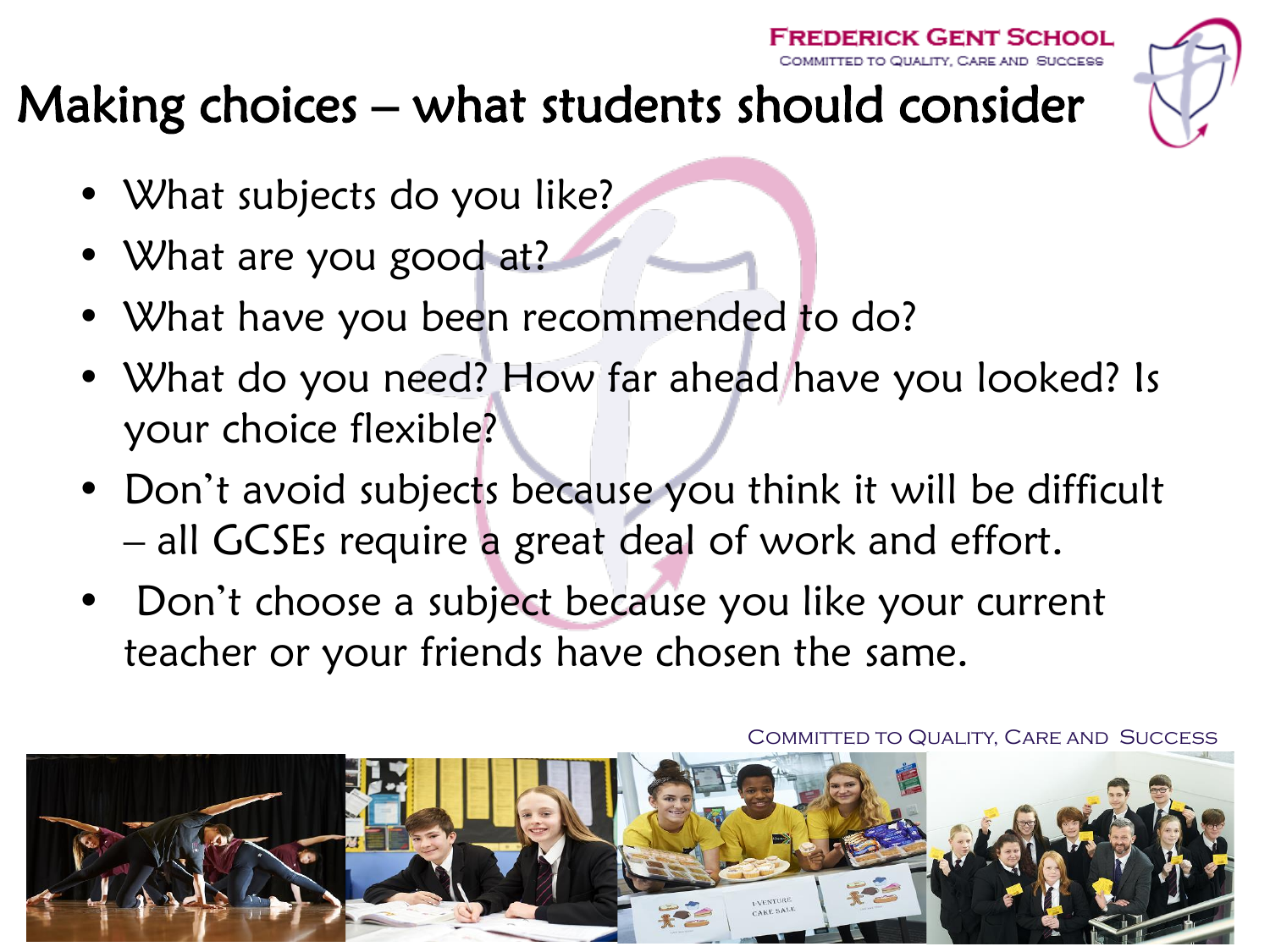# Making choices – what students should consider

- What subjects do you like?
- What are you good at?
- What have you been recommended to do?
- What do you need? How far ahead have you looked? Is your choice flexible?
- Don't avoid subjects because you think it will be difficult – all GCSEs require a great deal of work and effort.
- Don't choose a subject because you like your current teacher or your friends have chosen the same.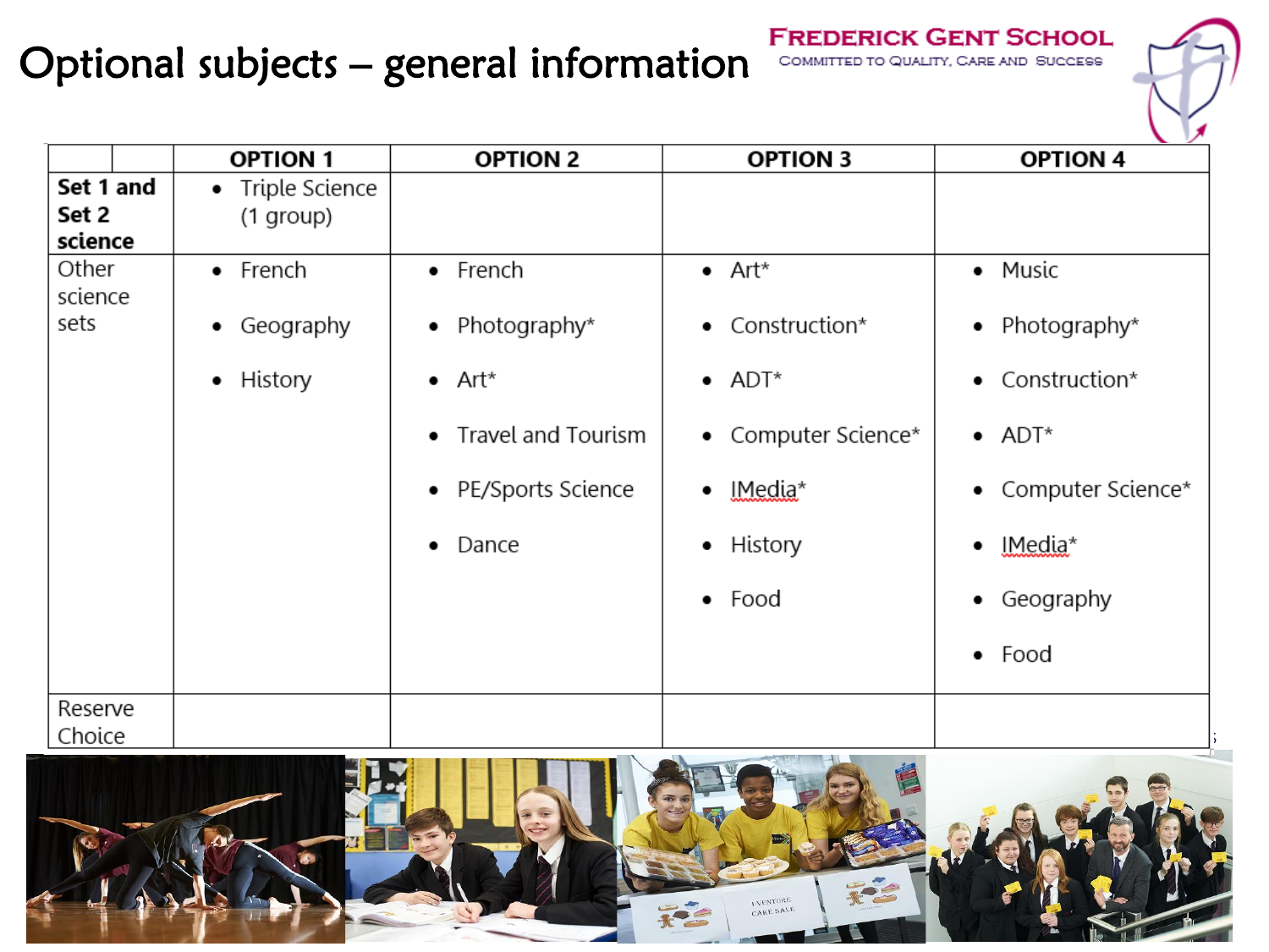# Optional subjects – general information

FREDERICK GENT SCHOOL
COMMITTED TO QUALITY, CARE AND SUCCESS

| | OPTION 1 | OPTION 2 | OPTION 3 | OPTION 4 |
|---|---|---|---|---|
| **Set 1 and Set 2 science** | • Triple Science (1 group) | | | |
| Other science sets | • French<br>• Geography<br>• History | • French<br>• Photography*<br>• Art*<br>• Travel and Tourism<br>• PE/Sports Science<br>• Dance | • Art*<br>• Construction*<br>• ADT*<br>• Computer Science*<br>• IMedia*<br>• History<br>• Food | • Music<br>• Photography*<br>• Construction*<br>• ADT*<br>• Computer Science*<br>• IMedia*<br>• Geography<br>• Food |
| Reserve Choice | | | | |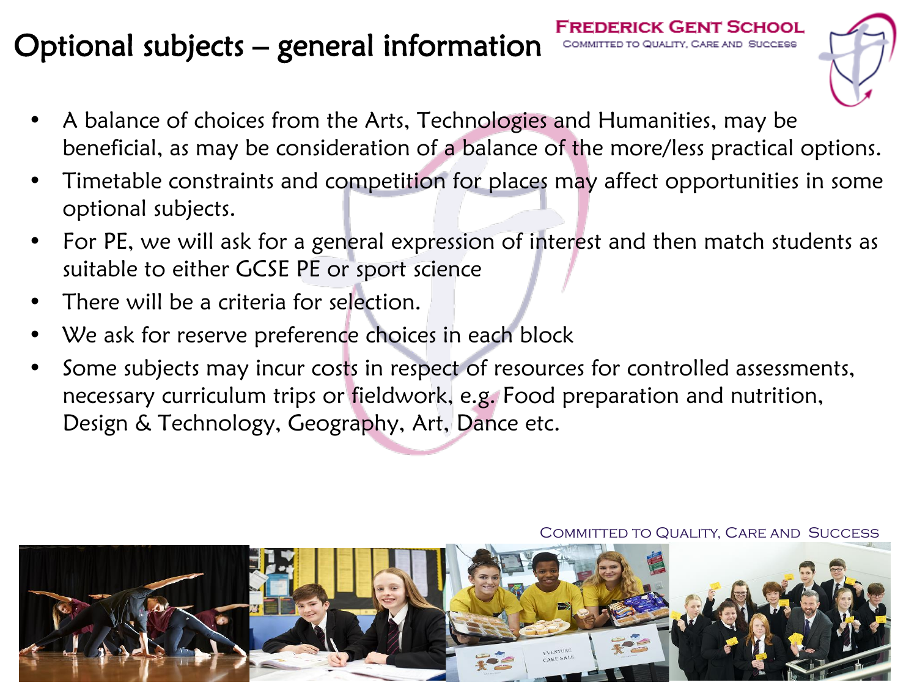# Optional subjects – general information

- A balance of choices from the Arts, Technologies and Humanities, may be beneficial, as may be consideration of a balance of the more/less practical options.
- Timetable constraints and competition for places may affect opportunities in some optional subjects.
- For PE, we will ask for a general expression of interest and then match students as suitable to either GCSE PE or sport science
- There will be a criteria for selection.
- We ask for reserve preference choices in each block
- Some subjects may incur costs in respect of resources for controlled assessments, necessary curriculum trips or fieldwork, e.g. Food preparation and nutrition, Design & Technology, Geography, Art, Dance etc.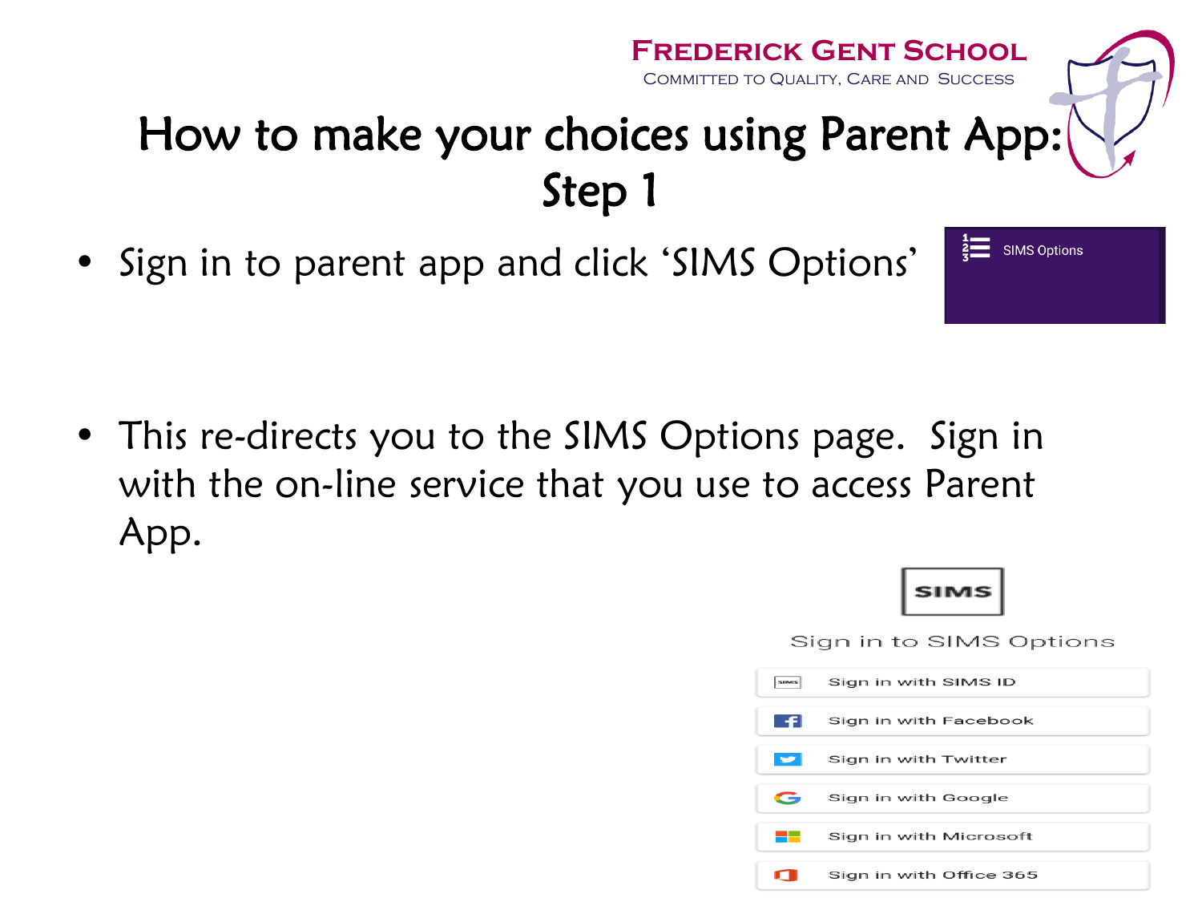FREDERICK GENT SCHOOL
COMMITTED TO QUALITY, CARE AND SUCCESS

# How to make your choices using Parent App: Step 1

- Sign in to parent app and click ‘SIMS Options’

SIMS Options

- This re-directs you to the SIMS Options page. Sign in with the on-line service that you use to access Parent App.

SIMS

Sign in to SIMS Options

- Sign in with SIMS ID
- Sign in with Facebook
- Sign in with Twitter
- Sign in with Google
- Sign in with Microsoft
- Sign in with Office 365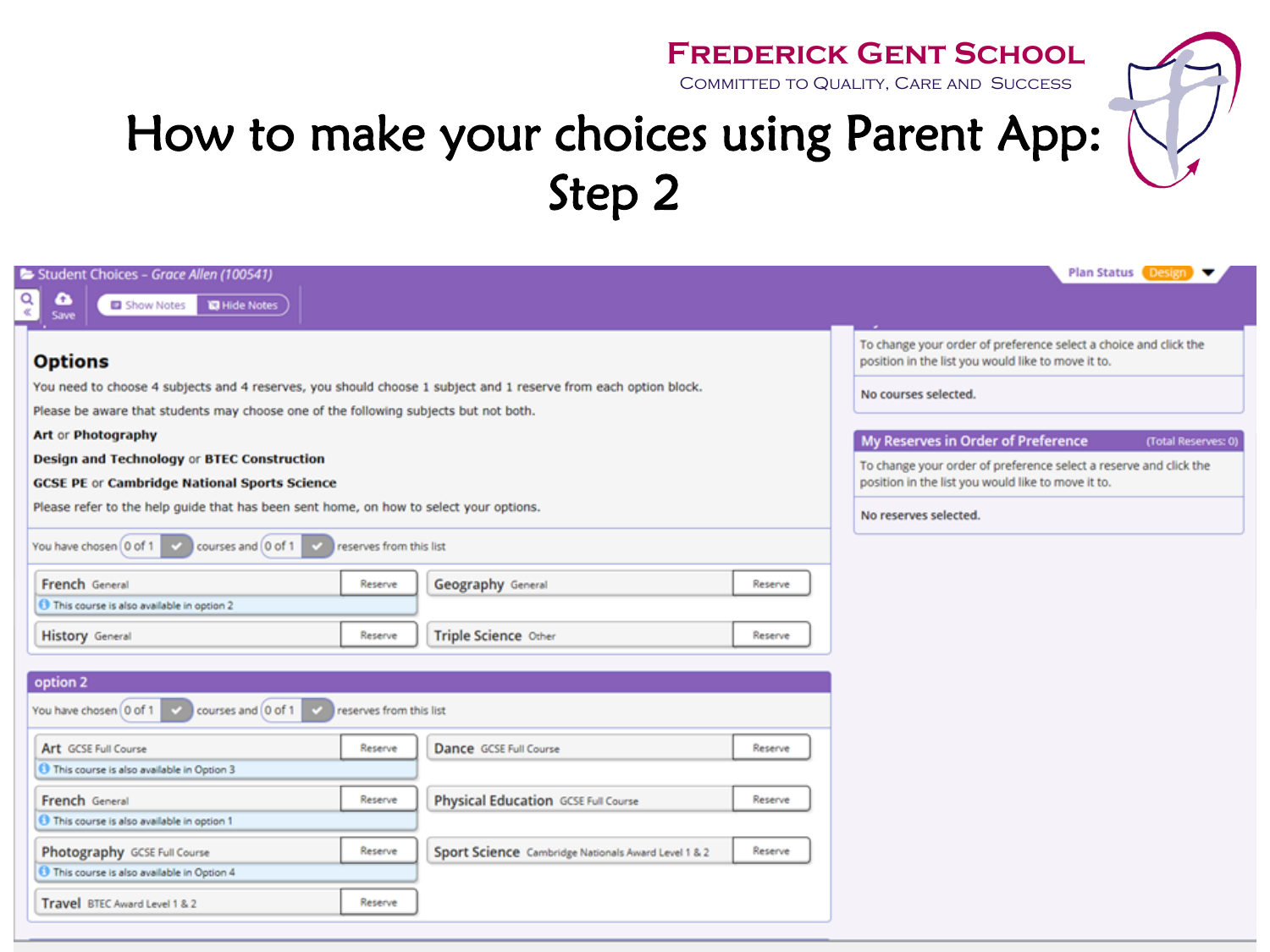**Frederick Gent School**
Committed to Quality, Care and Success

# How to make your choices using Parent App: Step 2

Student Choices – *Grace Allen (100541)*

Save | Show Notes | Hide Notes

Plan Status: Design

## Options

You need to choose 4 subjects and 4 reserves, you should choose 1 subject and 1 reserve from each option block.

Please be aware that students may choose one of the following subjects but not both.

**Art** or **Photography**

**Design and Technology** or **BTEC Construction**

**GCSE PE** or **Cambridge National Sports Science**

Please refer to the help guide that has been sent home, on how to select your options.

You have chosen 0 of 1 courses and 0 of 1 reserves from this list

- French General – Reserve
  - This course is also available in option 2
- Geography General – Reserve
- History General – Reserve
- Triple Science Other – Reserve

### option 2

You have chosen 0 of 1 courses and 0 of 1 reserves from this list

- Art GCSE Full Course – Reserve
  - This course is also available in Option 3
- Dance GCSE Full Course – Reserve
- French General – Reserve
  - This course is also available in option 1
- Physical Education GCSE Full Course – Reserve
- Photography GCSE Full Course – Reserve
  - This course is also available in Option 4
- Sport Science Cambridge Nationals Award Level 1 & 2 – Reserve
- Travel BTEC Award Level 1 & 2 – Reserve

To change your order of preference select a choice and click the position in the list you would like to move it to.

No courses selected.

### My Reserves in Order of Preference

(Total Reserves: 0)

To change your order of preference select a reserve and click the position in the list you would like to move it to.

No reserves selected.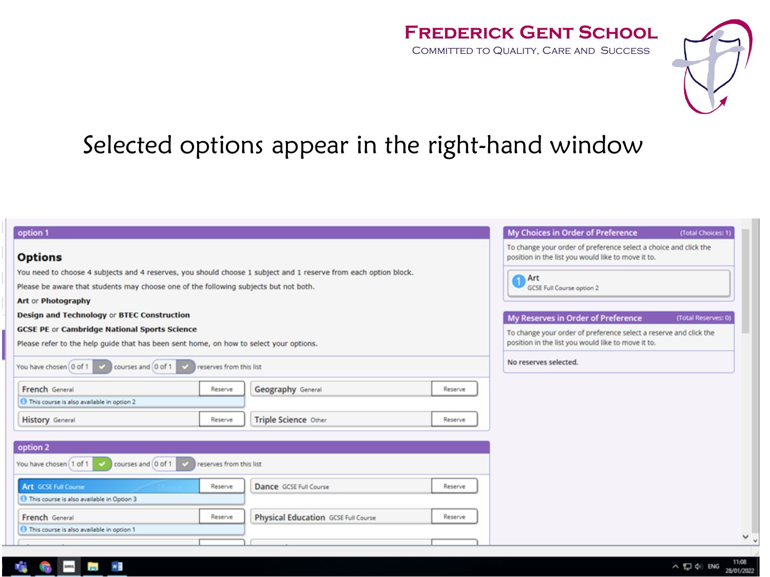# Selected options appear in the right-hand window

**option 1**

## Options

You need to choose 4 subjects and 4 reserves, you should choose 1 subject and 1 reserve from each option block.

Please be aware that students may choose one of the following subjects but not both.

**Art** or **Photography**

**Design and Technology** or **BTEC Construction**

**GCSE PE** or **Cambridge National Sports Science**

Please refer to the help guide that has been sent home, on how to select your options.

You have chosen 0 of 1 courses and 0 of 1 reserves from this list

- French General — Reserve
  - This course is also available in option 2
- Geography General — Reserve
- History General — Reserve
- Triple Science Other — Reserve

**option 2**

You have chosen 1 of 1 courses and 0 of 1 reserves from this list

- Art GCSE Full Course — Reserve
  - This course is also available in Option 3
- Dance GCSE Full Course — Reserve
- French General — Reserve
  - This course is also available in option 1
- Physical Education GCSE Full Course — Reserve

**My Choices in Order of Preference** (Total Choices: 1)

To change your order of preference select a choice and click the position in the list you would like to move it to.

1. Art
   GCSE Full Course option 2

**My Reserves in Order of Preference** (Total Reserves: 0)

To change your order of preference select a reserve and click the position in the list you would like to move it to.

No reserves selected.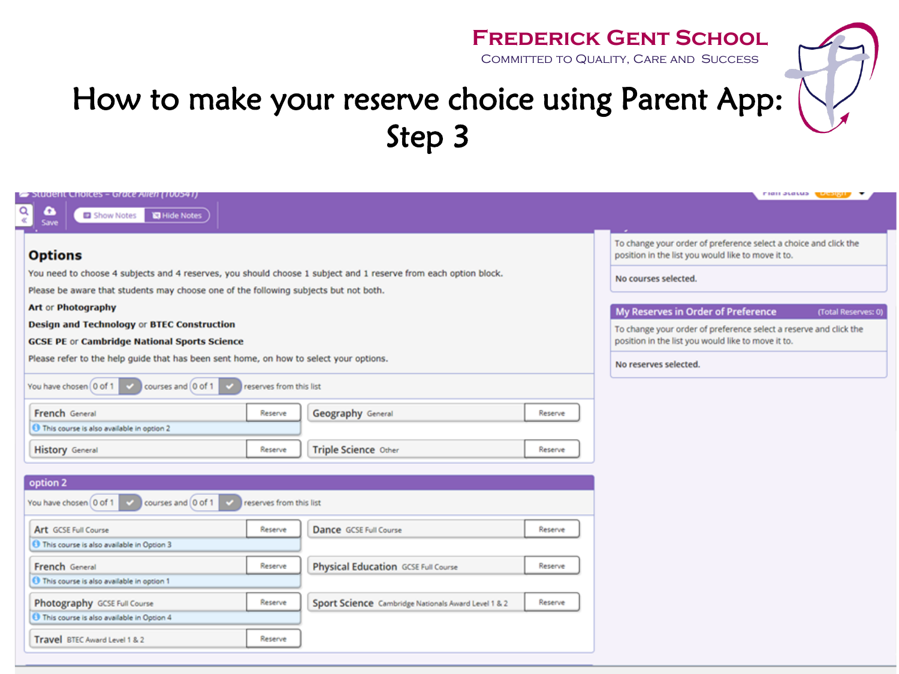**Frederick Gent School**

Committed to Quality, Care and Success

# How to make your reserve choice using Parent App: Step 3

Student Choices – Grace Allen (100541)

Save | Show Notes | Hide Notes

Plan Status: Design

## Options

You need to choose 4 subjects and 4 reserves, you should choose 1 subject and 1 reserve from each option block.

Please be aware that students may choose one of the following subjects but not both.

**Art** or **Photography**

**Design and Technology** or **BTEC Construction**

**GCSE PE** or **Cambridge National Sports Science**

Please refer to the help guide that has been sent home, on how to select your options.

You have chosen 0 of 1 courses and 0 of 1 reserves from this list

- French General — Reserve
  - This course is also available in option 2
- Geography General — Reserve
- History General — Reserve
- Triple Science Other — Reserve

### option 2

You have chosen 0 of 1 courses and 0 of 1 reserves from this list

- Art GCSE Full Course — Reserve
  - This course is also available in Option 3
- Dance GCSE Full Course — Reserve
- French General — Reserve
  - This course is also available in option 1
- Physical Education GCSE Full Course — Reserve
- Photography GCSE Full Course — Reserve
  - This course is also available in Option 4
- Sport Science Cambridge Nationals Award Level 1 & 2 — Reserve
- Travel BTEC Award Level 1 & 2 — Reserve

To change your order of preference select a choice and click the position in the list you would like to move it to.

No courses selected.

### My Reserves in Order of Preference (Total Reserves: 0)

To change your order of preference select a reserve and click the position in the list you would like to move it to.

No reserves selected.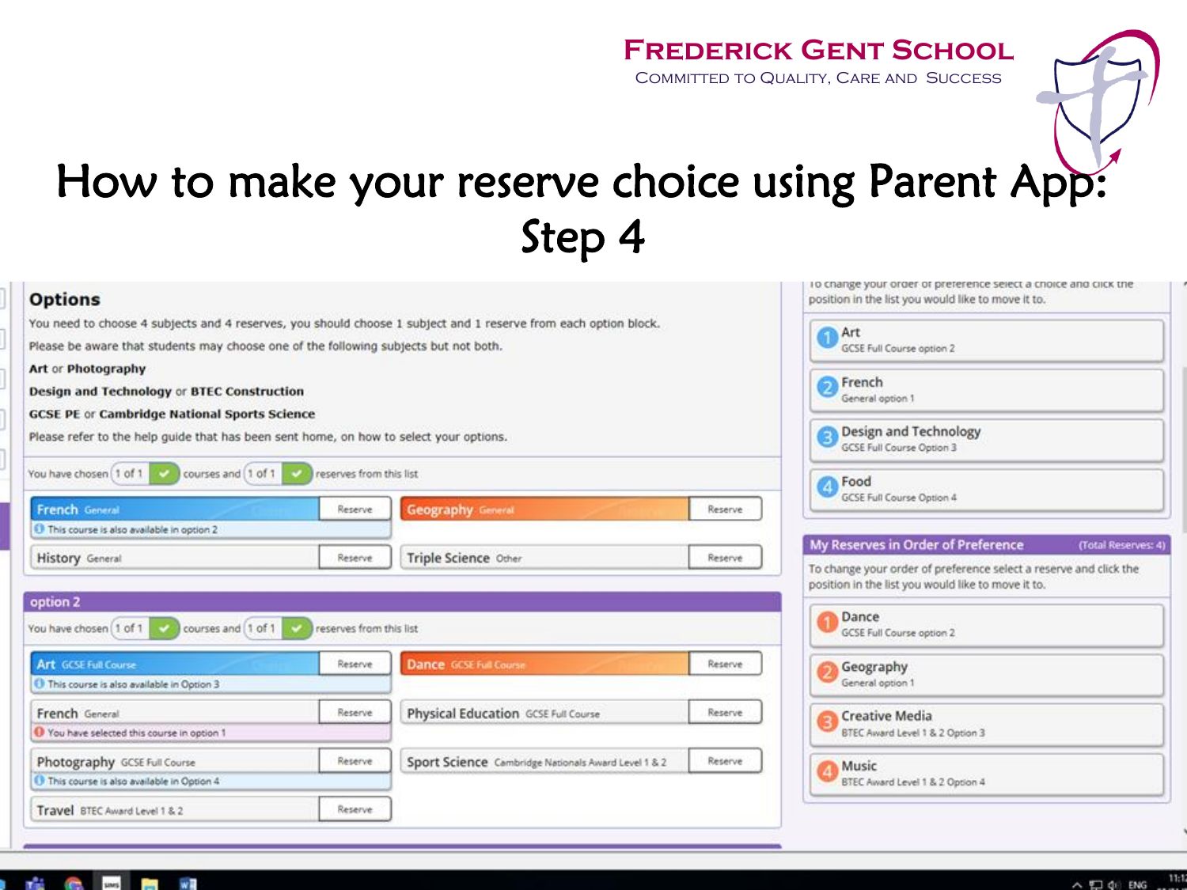**Frederick Gent School**
Committed to Quality, Care and Success

# How to make your reserve choice using Parent App: Step 4

## Options

You need to choose 4 subjects and 4 reserves, you should choose 1 subject and 1 reserve from each option block.

Please be aware that students may choose one of the following subjects but not both.

**Art** or **Photography**

**Design and Technology** or **BTEC Construction**

**GCSE PE** or **Cambridge National Sports Science**

Please refer to the help guide that has been sent home, on how to select your options.

You have chosen 1 of 1 courses and 1 of 1 reserves from this list

- French General — Reserve — This course is also available in option 2
- Geography General — Reserve
- History General — Reserve
- Triple Science Other — Reserve

### option 2

You have chosen 1 of 1 courses and 1 of 1 reserves from this list

- Art GCSE Full Course — Reserve — This course is also available in Option 3
- Dance GCSE Full Course — Reserve
- French General — Reserve — You have selected this course in option 1
- Physical Education GCSE Full Course — Reserve
- Photography GCSE Full Course — Reserve — This course is also available in Option 4
- Sport Science Cambridge Nationals Award Level 1 & 2 — Reserve
- Travel BTEC Award Level 1 & 2 — Reserve

To change your order of preference select a choice and click the position in the list you would like to move it to.

1. Art — GCSE Full Course option 2
2. French — General option 1
3. Design and Technology — GCSE Full Course Option 3
4. Food — GCSE Full Course Option 4

### My Reserves in Order of Preference (Total Reserves: 4)

To change your order of preference select a reserve and click the position in the list you would like to move it to.

1. Dance — GCSE Full Course option 2
2. Geography — General option 1
3. Creative Media — BTEC Award Level 1 & 2 Option 3
4. Music — BTEC Award Level 1 & 2 Option 4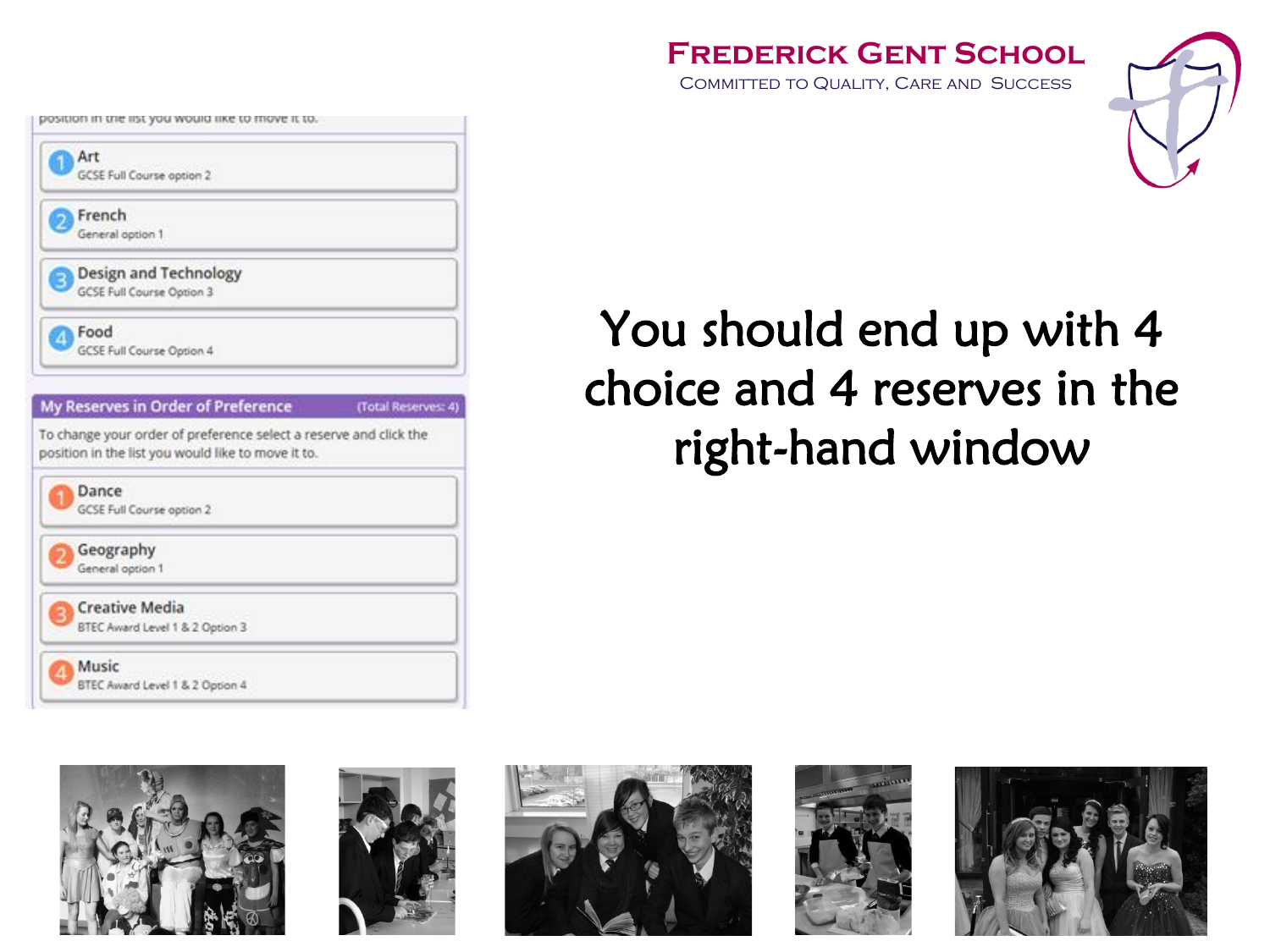# Frederick Gent School

Committed to Quality, Care and Success

position in the list you would like to move it to.

1. **Art**
   GCSE Full Course option 2
2. **French**
   General option 1
3. **Design and Technology**
   GCSE Full Course Option 3
4. **Food**
   GCSE Full Course Option 4

**My Reserves in Order of Preference** (Total Reserves: 4)

To change your order of preference select a reserve and click the position in the list you would like to move it to.

1. **Dance**
   GCSE Full Course option 2
2. **Geography**
   General option 1
3. **Creative Media**
   BTEC Award Level 1 & 2 Option 3
4. **Music**
   BTEC Award Level 1 & 2 Option 4

## You should end up with 4 choice and 4 reserves in the right-hand window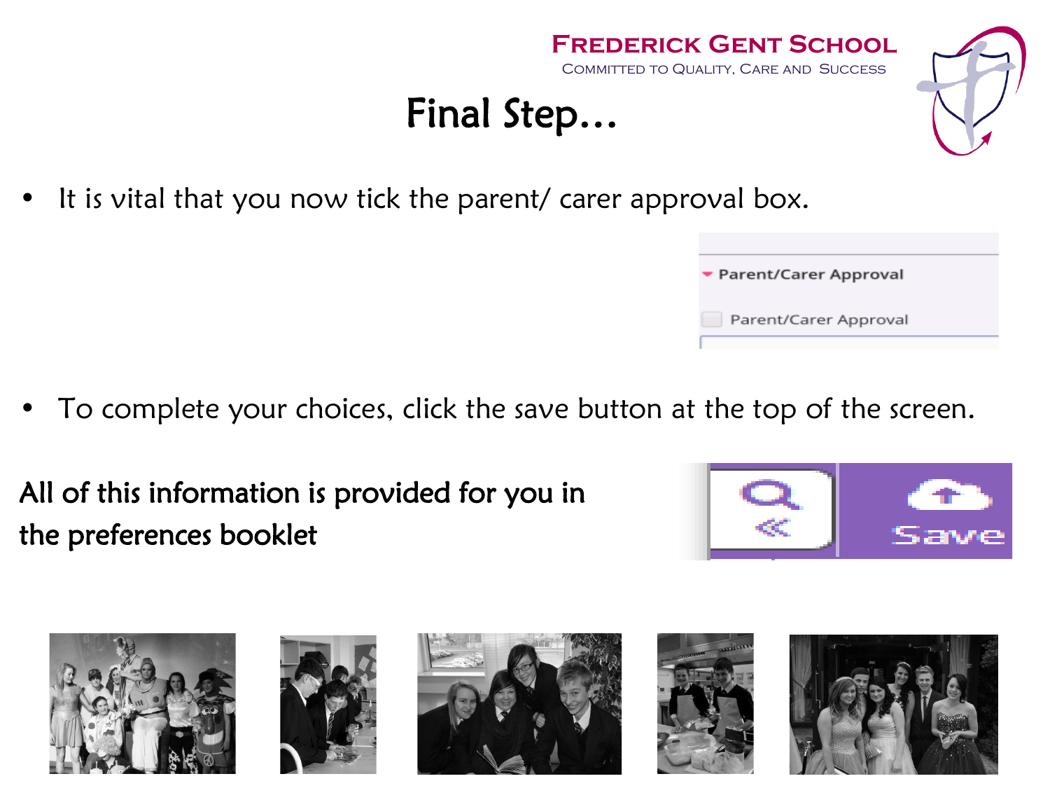**Frederick Gent School**
Committed to Quality, Care and Success

# Final Step…

- It is vital that you now tick the parent/ carer approval box.

Parent/Carer Approval

Parent/Carer Approval

- To complete your choices, click the save button at the top of the screen.

Save

All of this information is provided for you in the preferences booklet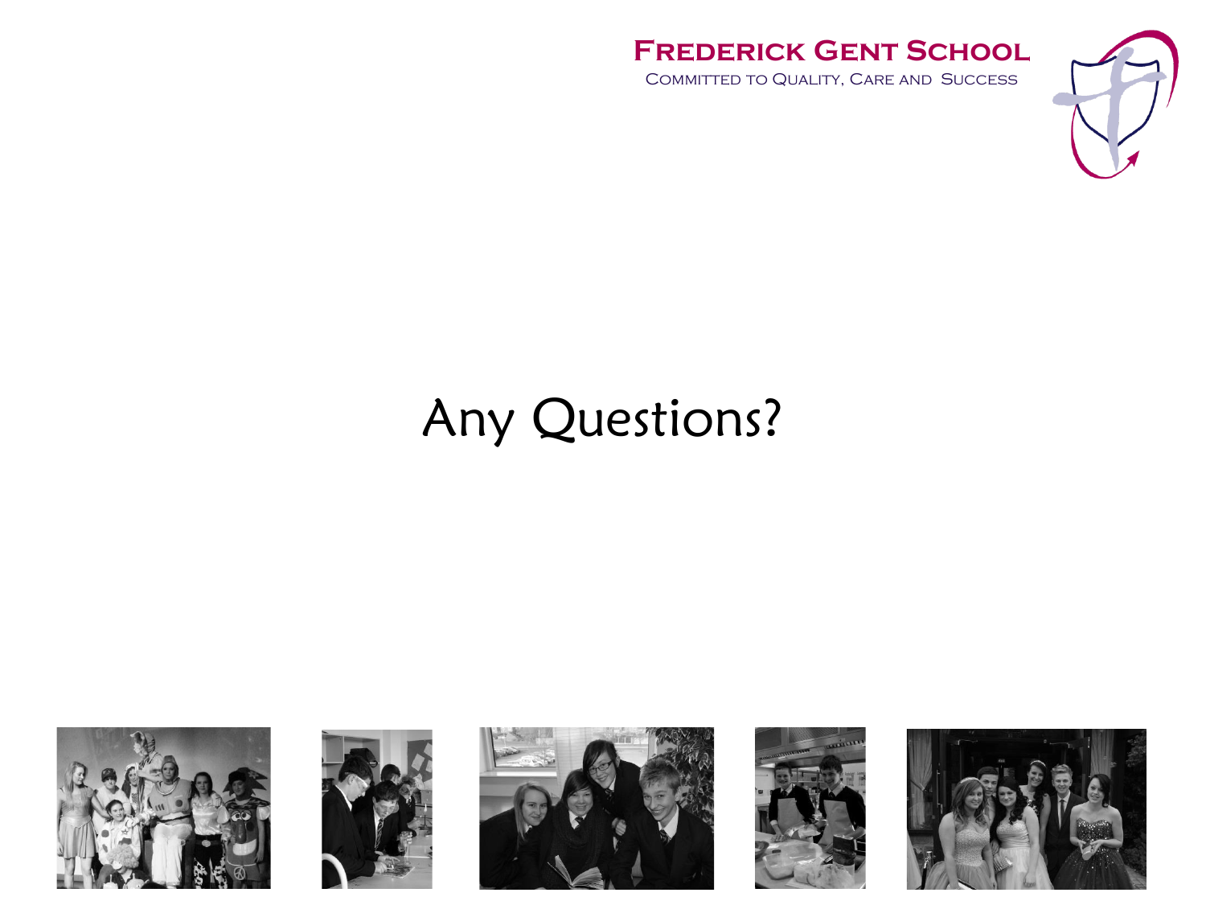Frederick Gent School

Committed to Quality, Care and Success

# Any Questions?